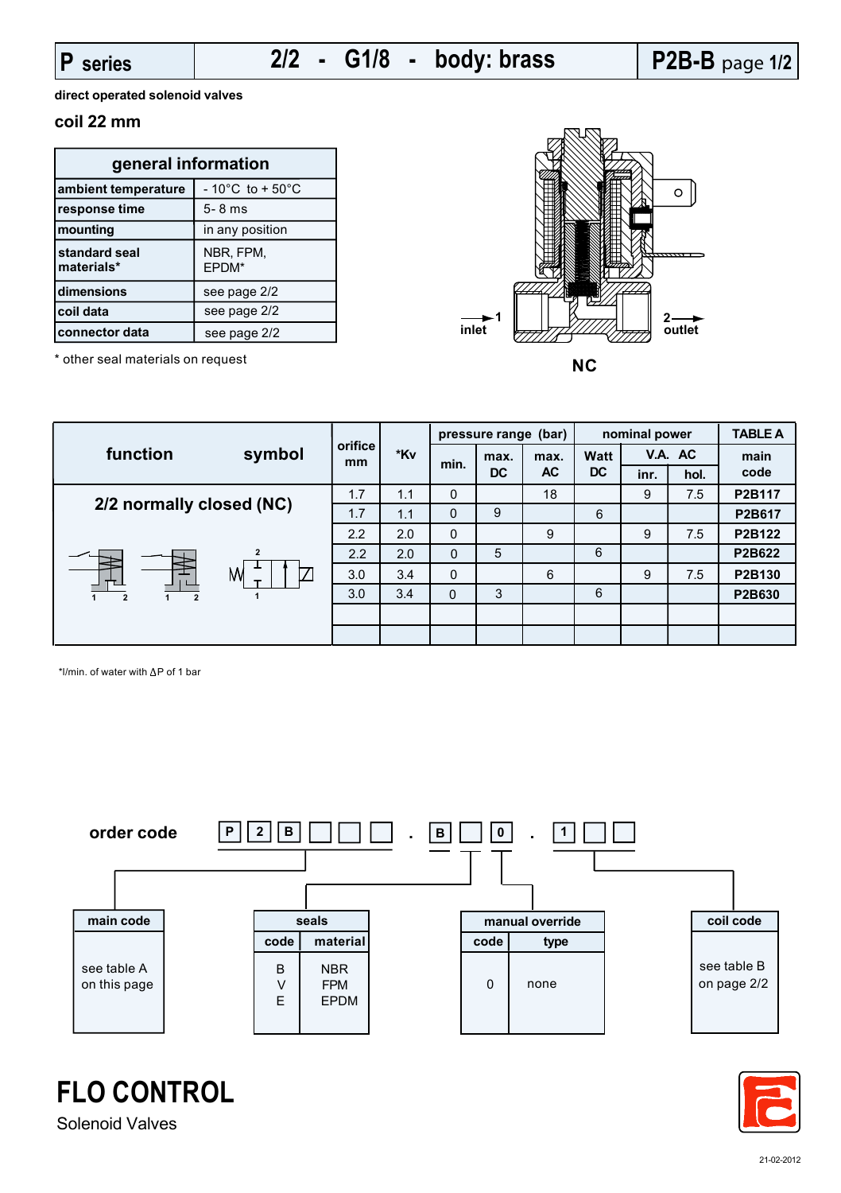# P series | 2/2 - G1/8 - body: brass | P2B-B page 1/2

**direct operated solenoid valves**

## coil 22 mm

| general information | |
|---|---|
| ambient temperature | - 10°C to + 50°C |
| response time | 5- 8 ms |
| mounting | in any position |
| standard seal materials* | NBR, FPM, EPDM* |
| dimensions | see page 2/2 |
| coil data | see page 2/2 |
| connector data | see page 2/2 |

\* other seal materials on request

1 inlet — 2 outlet

**NC**

| function / symbol | orifice mm | *Kv | pressure range (bar) | | | nominal power | | | TABLE A |
|---|---|---|---|---|---|---|---|---|---|
| | | | min. | max. DC | max. AC | Watt DC | V.A. AC inr. | V.A. AC hol. | main code |
| 2/2 normally closed (NC) | 1.7 | 1.1 | 0 | | 18 | | 9 | 7.5 | P2B117 |
| | 1.7 | 1.1 | 0 | 9 | | 6 | | | P2B617 |
| | 2.2 | 2.0 | 0 | | 9 | | 9 | 7.5 | P2B122 |
| | 2.2 | 2.0 | 0 | 5 | | 6 | | | P2B622 |
| | 3.0 | 3.4 | 0 | | 6 | | 9 | 7.5 | P2B130 |
| | 3.0 | 3.4 | 0 | 3 | | 6 | | | P2B630 |

*l/min. of water with ΔP of 1 bar

## order code

P 2 B ☐ ☐ ☐ . B ☐ 0 . 1 ☐ ☐

**main code**

see table A on this page

**seals**

| code | material |
|---|---|
| B | NBR |
| V | FPM |
| E | EPDM |

**manual override**

| code | type |
|---|---|
| 0 | none |

**coil code**

see table B on page 2/2

**FLO CONTROL**

Solenoid Valves

21-02-2012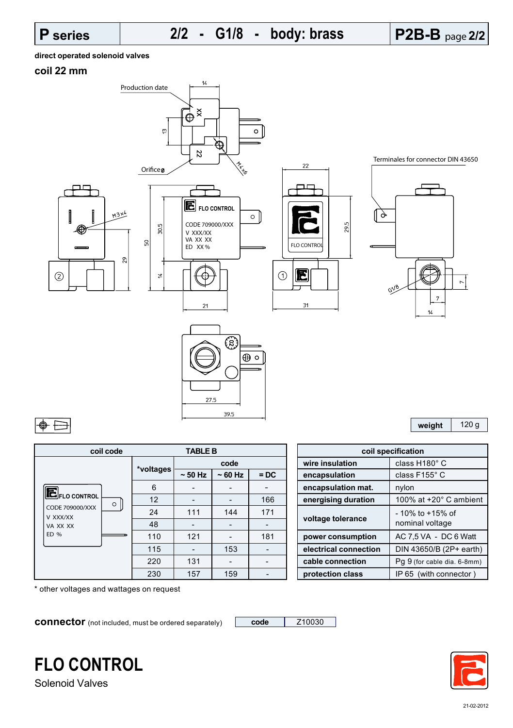# P series — 2/2 - G1/8 - body: brass — P2B-B page 2/2

**direct operated solenoid valves**

## coil 22 mm

Production date

14

XX

13

22

Orifice ø

M4x6

Terminales for connector DIN 43650

22

M3x4

FLO CONTROL

CODE 709000/XXX
V XXX/XX
VA XX XX
ED XX %

30.5

50

29

14

21

29.5

FLO CONTROL

31

G1/8

7

7

14

27.5

39.5

| weight | 120 g |
|---|---|

| coil code | TABLE B | | | |
|---|---|---|---|---|
| FLO CONTROL CODE 709000/XXX V XXX/XX VA XX XX ED % | *voltages | code | | |
| | | ~ 50 Hz | ~ 60 Hz | = DC |
| | 6 | - | - | - |
| | 12 | - | - | 166 |
| | 24 | 111 | 144 | 171 |
| | 48 | - | - | - |
| | 110 | 121 | - | 181 |
| | 115 | - | 153 | - |
| | 220 | 131 | - | - |
| | 230 | 157 | 159 | - |

\* other voltages and wattages on request

| coil specification | |
|---|---|
| wire insulation | class H180° C |
| encapsulation | class F155° C |
| encapsulation mat. | nylon |
| energising duration | 100% at +20° C ambient |
| voltage tolerance | - 10% to +15% of nominal voltage |
| power consumption | AC 7,5 VA - DC 6 Watt |
| electrical connection | DIN 43650/B (2P+ earth) |
| cable connection | Pg 9 (for cable dia. 6-8mm) |
| protection class | IP 65 (with connector ) |

**connector** (not included, must be ordered separately)

| code | Z10030 |
|---|---|

**FLO CONTROL**
Solenoid Valves

21-02-2012